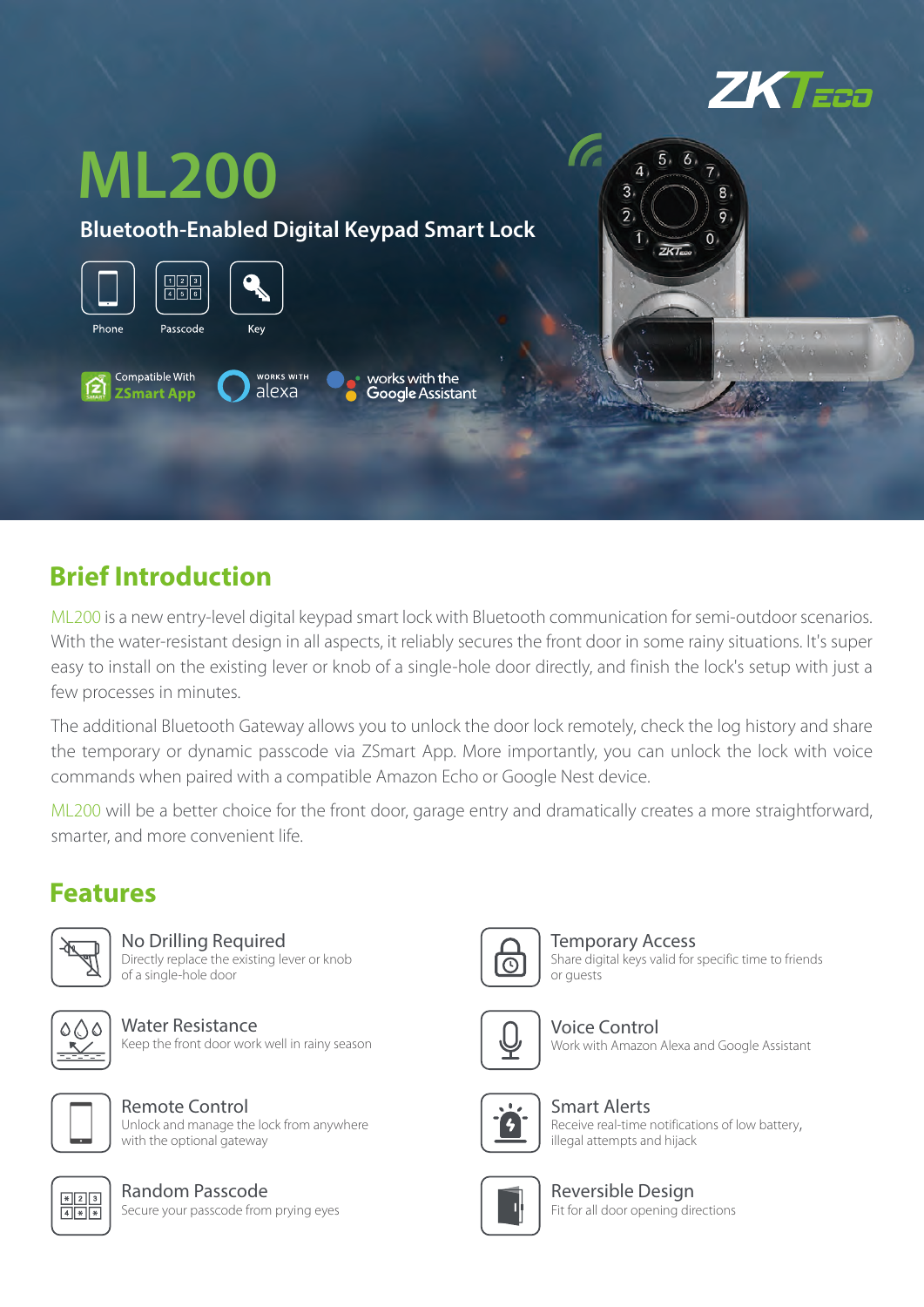ZKTeco

# ML200

## Bluetooth-Enabled Digital Keypad Smart Lock

Phone | Passcode | Key

Compatible With ZSmart App | WORKS WITH alexa | works with the Google Assistant

## Brief Introduction

ML200 is a new entry-level digital keypad smart lock with Bluetooth communication for semi-outdoor scenarios. With the water-resistant design in all aspects, it reliably secures the front door in some rainy situations. It's super easy to install on the existing lever or knob of a single-hole door directly, and finish the lock's setup with just a few processes in minutes.

The additional Bluetooth Gateway allows you to unlock the door lock remotely, check the log history and share the temporary or dynamic passcode via ZSmart App. More importantly, you can unlock the lock with voice commands when paired with a compatible Amazon Echo or Google Nest device.

ML200 will be a better choice for the front door, garage entry and dramatically creates a more straightforward, smarter, and more convenient life.

## Features

**No Drilling Required**
Directly replace the existing lever or knob of a single-hole door

**Water Resistance**
Keep the front door work well in rainy season

**Remote Control**
Unlock and manage the lock from anywhere with the optional gateway

**Random Passcode**
Secure your passcode from prying eyes

**Temporary Access**
Share digital keys valid for specific time to friends or guests

**Voice Control**
Work with Amazon Alexa and Google Assistant

**Smart Alerts**
Receive real-time notifications of low battery, illegal attempts and hijack

**Reversible Design**
Fit for all door opening directions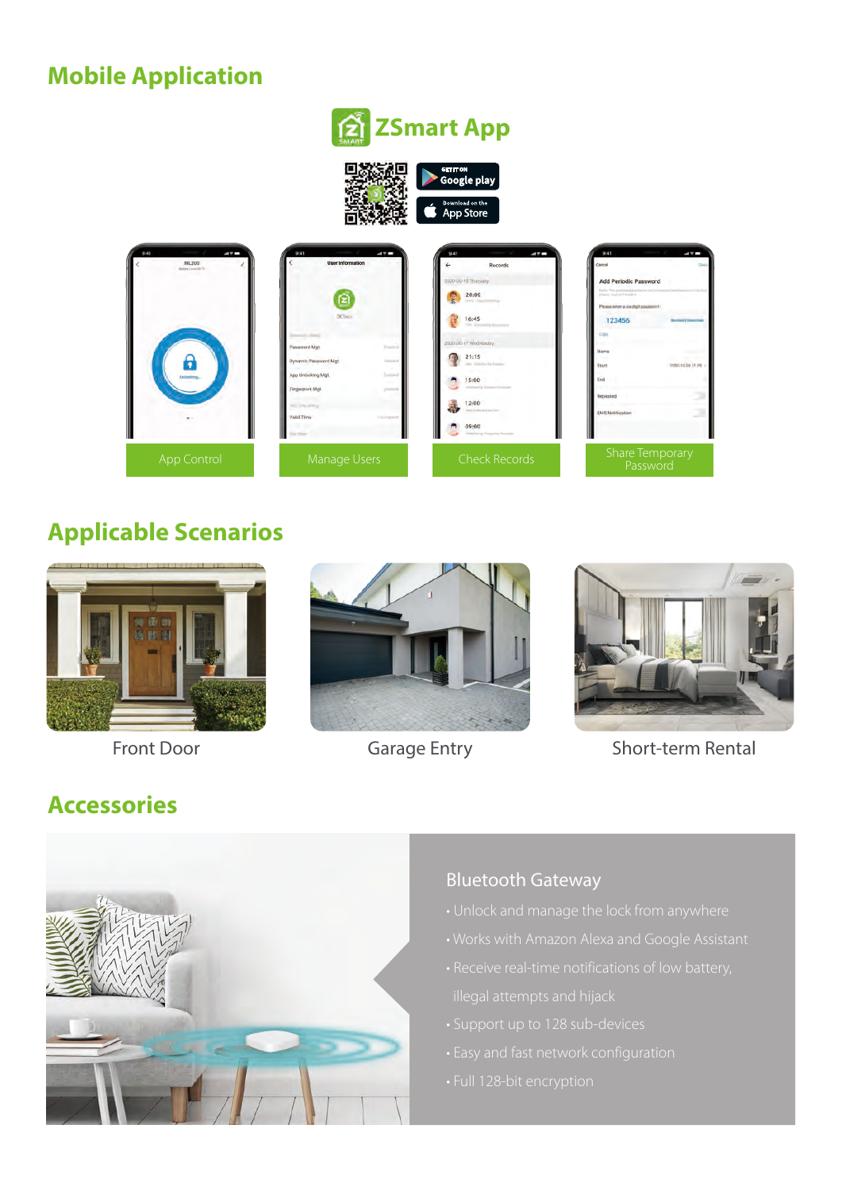## Mobile Application

### ZSmart App

GET IT ON Google play

Download on the App Store

App Control

Manage Users

Check Records

Share Temporary Password

## Applicable Scenarios

Front Door

Garage Entry

Short-term Rental

## Accessories

### Bluetooth Gateway

- Unlock and manage the lock from anywhere
- Works with Amazon Alexa and Google Assistant
- Receive real-time notifications of low battery, illegal attempts and hijack
- Support up to 128 sub-devices
- Easy and fast network configuration
- Full 128-bit encryption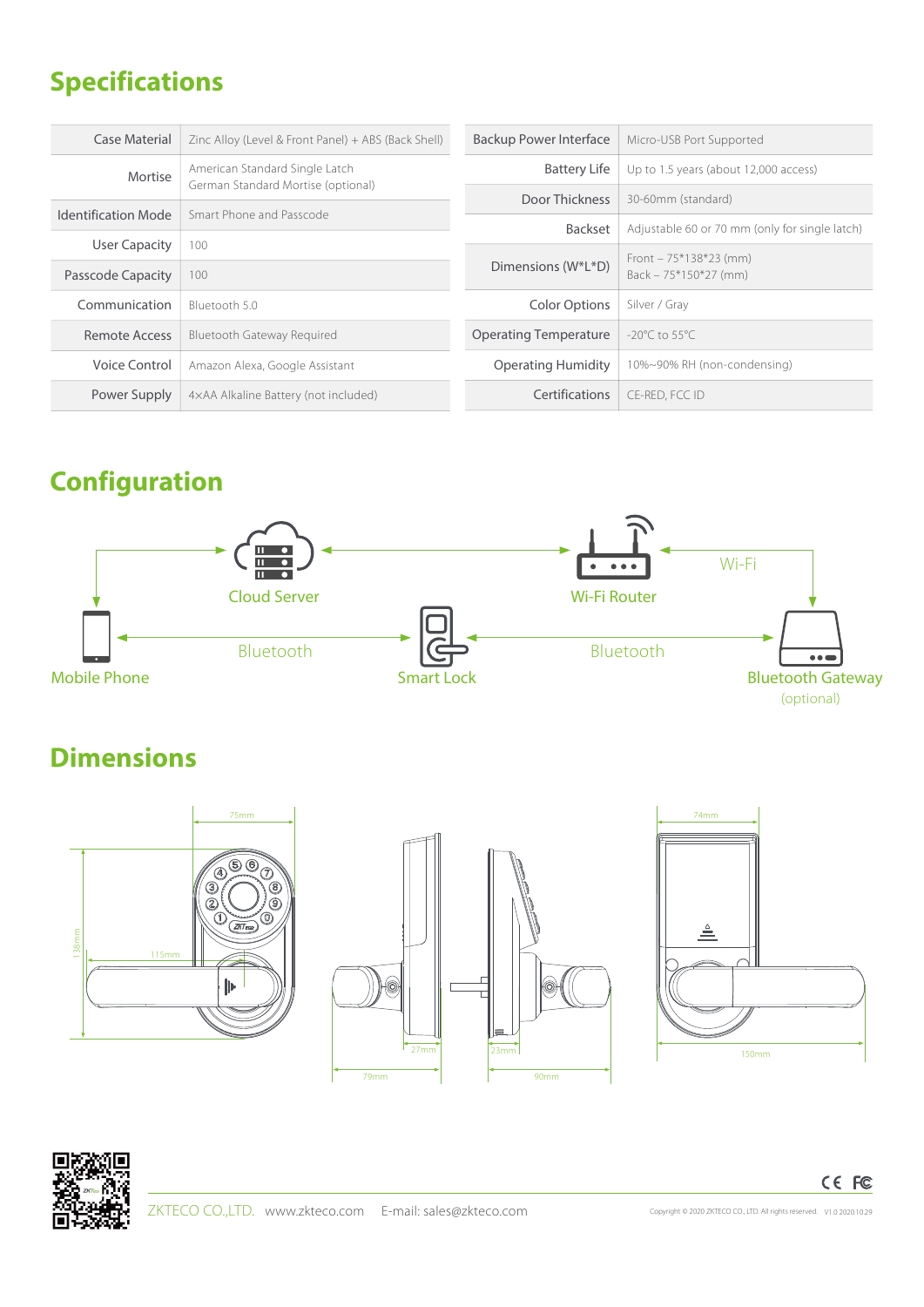## Specifications

| | |
|---|---|
| Case Material | Zinc Alloy (Level & Front Panel) + ABS (Back Shell) |
| Mortise | American Standard Single Latch<br>German Standard Mortise (optional) |
| Identification Mode | Smart Phone and Passcode |
| User Capacity | 100 |
| Passcode Capacity | 100 |
| Communication | Bluetooth 5.0 |
| Remote Access | Bluetooth Gateway Required |
| Voice Control | Amazon Alexa, Google Assistant |
| Power Supply | 4×AA Alkaline Battery (not included) |
| Backup Power Interface | Micro-USB Port Supported |
| Battery Life | Up to 1.5 years (about 12,000 access) |
| Door Thickness | 30-60mm (standard) |
| Backset | Adjustable 60 or 70 mm (only for single latch) |
| Dimensions (W*L*D) | Front – 75*138*23 (mm)<br>Back – 75*150*27 (mm) |
| Color Options | Silver / Gray |
| Operating Temperature | -20℃ to 55℃ |
| Operating Humidity | 10%~90% RH (non-condensing) |
| Certifications | CE-RED, FCC ID |

## Configuration

Cloud Server

Wi-Fi Router

Wi-Fi

Mobile Phone

Bluetooth

Smart Lock

Bluetooth

Bluetooth Gateway (optional)

## Dimensions

75mm

138mm

115mm

27mm

79mm

23mm

90mm

74mm

150mm

ZKTECO CO.,LTD. www.zkteco.com E-mail: sales@zkteco.com

Copyright © 2020 ZKTECO CO., LTD. All rights reserved. V1.0 2020.10.29